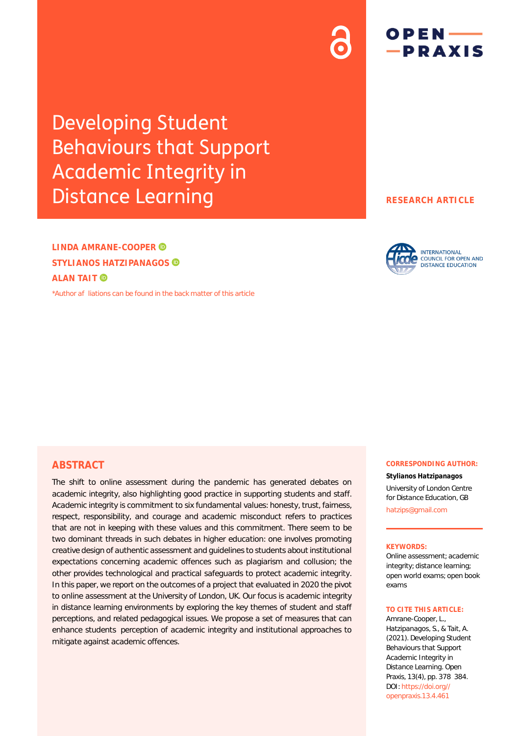# Developing Student Behaviours that Support Academic Integrity in Distance Learning

RESEARCH ARTICLE

**LINDA AMRANE-COOPER**
**STYLIANOS HATZIPANAGOS**
**ALAN TAIT**

*Author af liations can be found in the back matter of this article

## ABSTRACT

The shift to online assessment during the pandemic has generated debates on academic integrity, also highlighting good practice in supporting students and staff. Academic integrity is commitment to six fundamental values: honesty, trust, fairness, respect, responsibility, and courage and academic misconduct refers to practices that are not in keeping with these values and this commitment. There seem to be two dominant threads in such debates in higher education: one involves promoting creative design of authentic assessment and guidelines to students about institutional expectations concerning academic offences such as plagiarism and collusion; the other provides technological and practical safeguards to protect academic integrity. In this paper, we report on the outcomes of a project that evaluated in 2020 the pivot to online assessment at the University of London, UK. Our focus is academic integrity in distance learning environments by exploring the key themes of student and staff perceptions, and related pedagogical issues. We propose a set of measures that can enhance students perception of academic integrity and institutional approaches to mitigate against academic offences.

**CORRESPONDING AUTHOR:**

**Stylianos Hatzipanagos**

University of London Centre for Distance Education, GB

hatzips@gmail.com

**KEYWORDS:**

Online assessment; academic integrity; distance learning; open world exams; open book exams

**TO CITE THIS ARTICLE:**

Amrane-Cooper, L., Hatzipanagos, S., & Tait, A. (2021). Developing Student Behaviours that Support Academic Integrity in Distance Learning. Open Praxis, 13(4), pp. 378 384. DOI: https://doi.org//openpraxis.13.4.461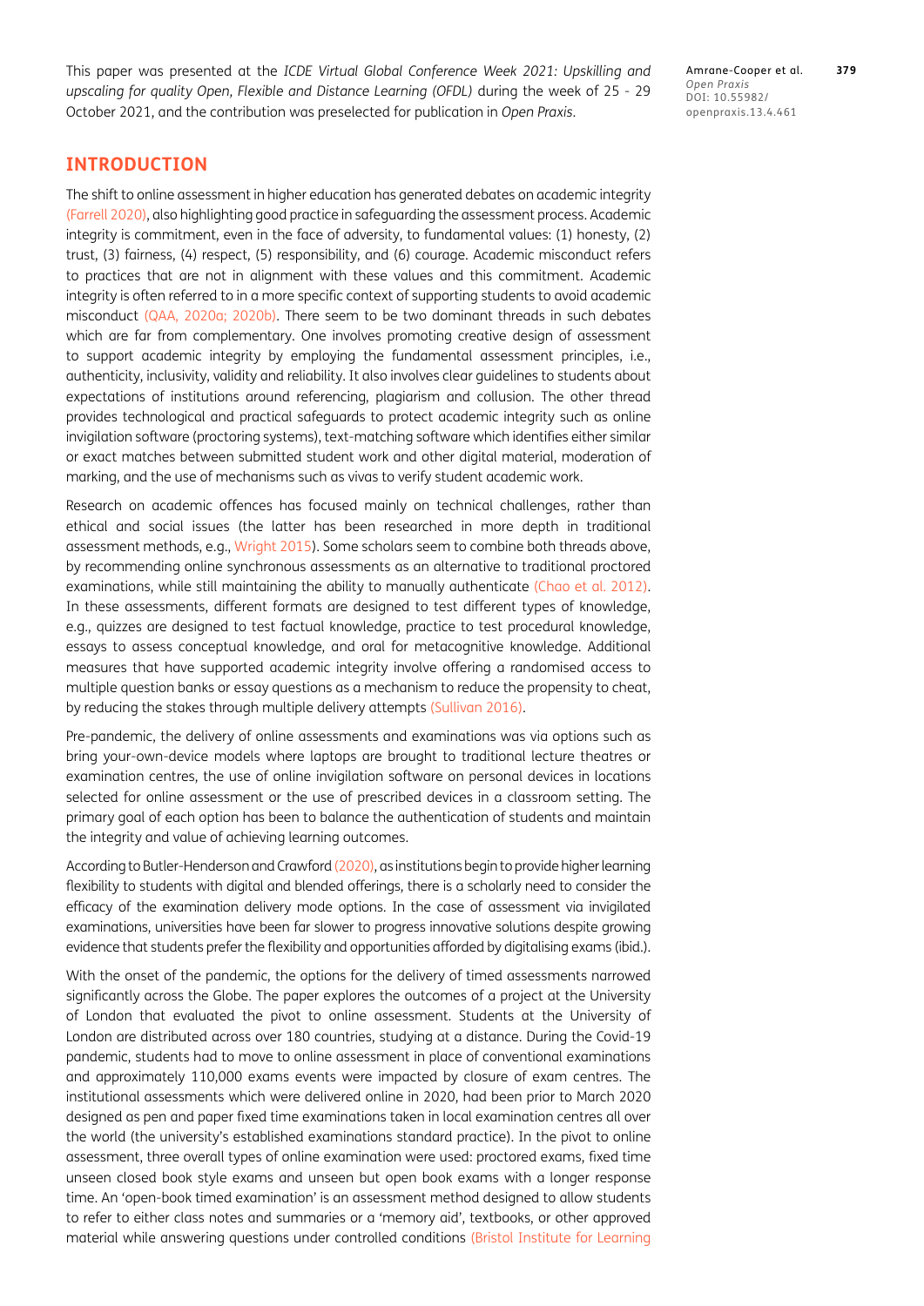This paper was presented at the *ICDE Virtual Global Conference Week 2021: Upskilling and upscaling for quality Open, Flexible and Distance Learning (OFDL)* during the week of 25 - 29 October 2021, and the contribution was preselected for publication in *Open Praxis*.

## INTRODUCTION

The shift to online assessment in higher education has generated debates on academic integrity (Farrell 2020), also highlighting good practice in safeguarding the assessment process. Academic integrity is commitment, even in the face of adversity, to fundamental values: (1) honesty, (2) trust, (3) fairness, (4) respect, (5) responsibility, and (6) courage. Academic misconduct refers to practices that are not in alignment with these values and this commitment. Academic integrity is often referred to in a more specific context of supporting students to avoid academic misconduct (QAA, 2020a; 2020b). There seem to be two dominant threads in such debates which are far from complementary. One involves promoting creative design of assessment to support academic integrity by employing the fundamental assessment principles, i.e., authenticity, inclusivity, validity and reliability. It also involves clear guidelines to students about expectations of institutions around referencing, plagiarism and collusion. The other thread provides technological and practical safeguards to protect academic integrity such as online invigilation software (proctoring systems), text-matching software which identifies either similar or exact matches between submitted student work and other digital material, moderation of marking, and the use of mechanisms such as vivas to verify student academic work.

Research on academic offences has focused mainly on technical challenges, rather than ethical and social issues (the latter has been researched in more depth in traditional assessment methods, e.g., Wright 2015). Some scholars seem to combine both threads above, by recommending online synchronous assessments as an alternative to traditional proctored examinations, while still maintaining the ability to manually authenticate (Chao et al. 2012). In these assessments, different formats are designed to test different types of knowledge, e.g., quizzes are designed to test factual knowledge, practice to test procedural knowledge, essays to assess conceptual knowledge, and oral for metacognitive knowledge. Additional measures that have supported academic integrity involve offering a randomised access to multiple question banks or essay questions as a mechanism to reduce the propensity to cheat, by reducing the stakes through multiple delivery attempts (Sullivan 2016).

Pre-pandemic, the delivery of online assessments and examinations was via options such as bring your-own-device models where laptops are brought to traditional lecture theatres or examination centres, the use of online invigilation software on personal devices in locations selected for online assessment or the use of prescribed devices in a classroom setting. The primary goal of each option has been to balance the authentication of students and maintain the integrity and value of achieving learning outcomes.

According to Butler-Henderson and Crawford (2020), as institutions begin to provide higher learning flexibility to students with digital and blended offerings, there is a scholarly need to consider the efficacy of the examination delivery mode options. In the case of assessment via invigilated examinations, universities have been far slower to progress innovative solutions despite growing evidence that students prefer the flexibility and opportunities afforded by digitalising exams (ibid.).

With the onset of the pandemic, the options for the delivery of timed assessments narrowed significantly across the Globe. The paper explores the outcomes of a project at the University of London that evaluated the pivot to online assessment. Students at the University of London are distributed across over 180 countries, studying at a distance. During the Covid-19 pandemic, students had to move to online assessment in place of conventional examinations and approximately 110,000 exams events were impacted by closure of exam centres. The institutional assessments which were delivered online in 2020, had been prior to March 2020 designed as pen and paper fixed time examinations taken in local examination centres all over the world (the university's established examinations standard practice). In the pivot to online assessment, three overall types of online examination were used: proctored exams, fixed time unseen closed book style exams and unseen but open book exams with a longer response time. An 'open-book timed examination' is an assessment method designed to allow students to refer to either class notes and summaries or a 'memory aid', textbooks, or other approved material while answering questions under controlled conditions (Bristol Institute for Learning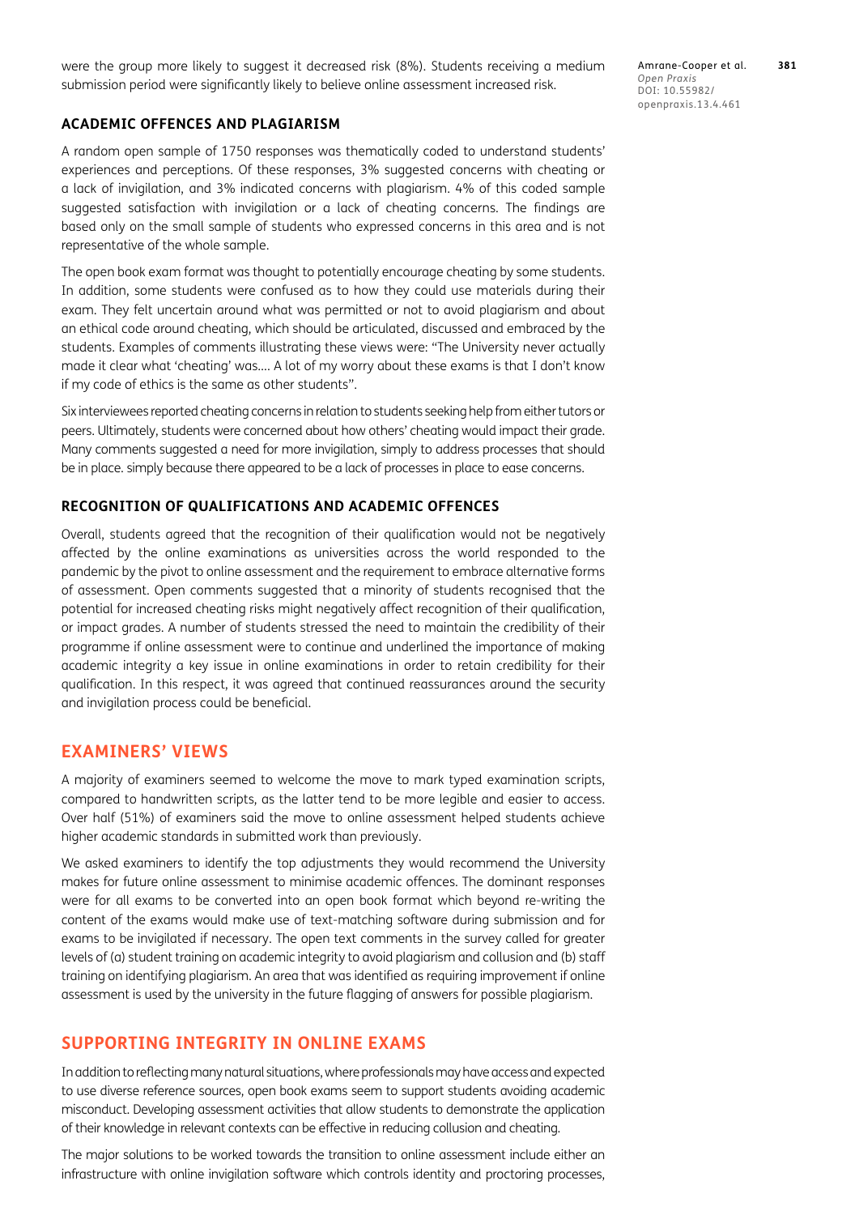were the group more likely to suggest it decreased risk (8%). Students receiving a medium submission period were significantly likely to believe online assessment increased risk.

### ACADEMIC OFFENCES AND PLAGIARISM

A random open sample of 1750 responses was thematically coded to understand students' experiences and perceptions. Of these responses, 3% suggested concerns with cheating or a lack of invigilation, and 3% indicated concerns with plagiarism. 4% of this coded sample suggested satisfaction with invigilation or a lack of cheating concerns. The findings are based only on the small sample of students who expressed concerns in this area and is not representative of the whole sample.

The open book exam format was thought to potentially encourage cheating by some students. In addition, some students were confused as to how they could use materials during their exam. They felt uncertain around what was permitted or not to avoid plagiarism and about an ethical code around cheating, which should be articulated, discussed and embraced by the students. Examples of comments illustrating these views were: "The University never actually made it clear what 'cheating' was.... A lot of my worry about these exams is that I don't know if my code of ethics is the same as other students".

Six interviewees reported cheating concerns in relation to students seeking help from either tutors or peers. Ultimately, students were concerned about how others' cheating would impact their grade. Many comments suggested a need for more invigilation, simply to address processes that should be in place. simply because there appeared to be a lack of processes in place to ease concerns.

### RECOGNITION OF QUALIFICATIONS AND ACADEMIC OFFENCES

Overall, students agreed that the recognition of their qualification would not be negatively affected by the online examinations as universities across the world responded to the pandemic by the pivot to online assessment and the requirement to embrace alternative forms of assessment. Open comments suggested that a minority of students recognised that the potential for increased cheating risks might negatively affect recognition of their qualification, or impact grades. A number of students stressed the need to maintain the credibility of their programme if online assessment were to continue and underlined the importance of making academic integrity a key issue in online examinations in order to retain credibility for their qualification. In this respect, it was agreed that continued reassurances around the security and invigilation process could be beneficial.

## EXAMINERS' VIEWS

A majority of examiners seemed to welcome the move to mark typed examination scripts, compared to handwritten scripts, as the latter tend to be more legible and easier to access. Over half (51%) of examiners said the move to online assessment helped students achieve higher academic standards in submitted work than previously.

We asked examiners to identify the top adjustments they would recommend the University makes for future online assessment to minimise academic offences. The dominant responses were for all exams to be converted into an open book format which beyond re-writing the content of the exams would make use of text-matching software during submission and for exams to be invigilated if necessary. The open text comments in the survey called for greater levels of (a) student training on academic integrity to avoid plagiarism and collusion and (b) staff training on identifying plagiarism. An area that was identified as requiring improvement if online assessment is used by the university in the future flagging of answers for possible plagiarism.

## SUPPORTING INTEGRITY IN ONLINE EXAMS

In addition to reflecting many natural situations, where professionals may have access and expected to use diverse reference sources, open book exams seem to support students avoiding academic misconduct. Developing assessment activities that allow students to demonstrate the application of their knowledge in relevant contexts can be effective in reducing collusion and cheating.

The major solutions to be worked towards the transition to online assessment include either an infrastructure with online invigilation software which controls identity and proctoring processes,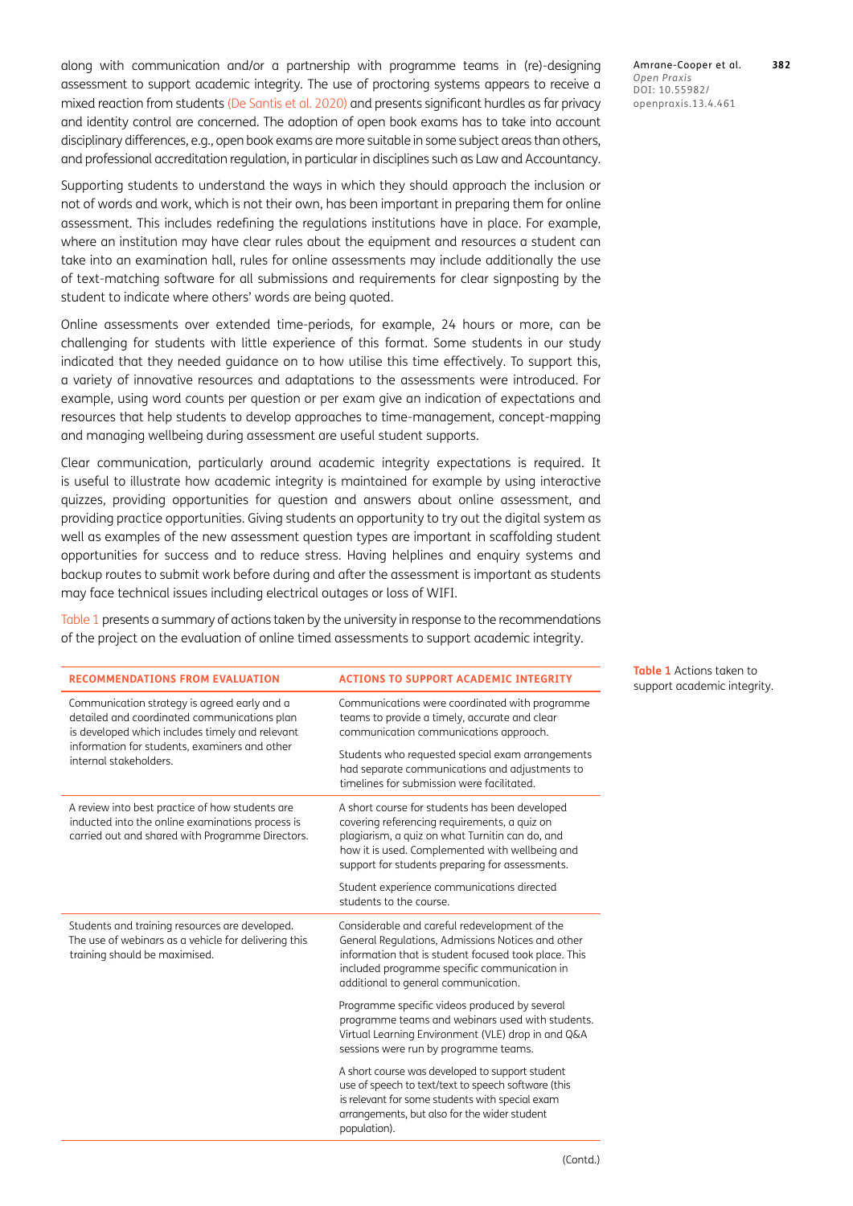along with communication and/or a partnership with programme teams in (re)-designing assessment to support academic integrity. The use of proctoring systems appears to receive a mixed reaction from students (De Santis et al. 2020) and presents significant hurdles as far privacy and identity control are concerned. The adoption of open book exams has to take into account disciplinary differences, e.g., open book exams are more suitable in some subject areas than others, and professional accreditation regulation, in particular in disciplines such as Law and Accountancy.

Supporting students to understand the ways in which they should approach the inclusion or not of words and work, which is not their own, has been important in preparing them for online assessment. This includes redefining the regulations institutions have in place. For example, where an institution may have clear rules about the equipment and resources a student can take into an examination hall, rules for online assessments may include additionally the use of text-matching software for all submissions and requirements for clear signposting by the student to indicate where others' words are being quoted.

Online assessments over extended time-periods, for example, 24 hours or more, can be challenging for students with little experience of this format. Some students in our study indicated that they needed guidance on to how utilise this time effectively. To support this, a variety of innovative resources and adaptations to the assessments were introduced. For example, using word counts per question or per exam give an indication of expectations and resources that help students to develop approaches to time-management, concept-mapping and managing wellbeing during assessment are useful student supports.

Clear communication, particularly around academic integrity expectations is required. It is useful to illustrate how academic integrity is maintained for example by using interactive quizzes, providing opportunities for question and answers about online assessment, and providing practice opportunities. Giving students an opportunity to try out the digital system as well as examples of the new assessment question types are important in scaffolding student opportunities for success and to reduce stress. Having helplines and enquiry systems and backup routes to submit work before during and after the assessment is important as students may face technical issues including electrical outages or loss of WIFI.

Table 1 presents a summary of actions taken by the university in response to the recommendations of the project on the evaluation of online timed assessments to support academic integrity.

**Table 1** Actions taken to support academic integrity.

| RECOMMENDATIONS FROM EVALUATION | ACTIONS TO SUPPORT ACADEMIC INTEGRITY |
|---|---|
| Communication strategy is agreed early and a detailed and coordinated communications plan is developed which includes timely and relevant information for students, examiners and other internal stakeholders. | Communications were coordinated with programme teams to provide a timely, accurate and clear communication communications approach. |
| | Students who requested special exam arrangements had separate communications and adjustments to timelines for submission were facilitated. |
| A review into best practice of how students are inducted into the online examinations process is carried out and shared with Programme Directors. | A short course for students has been developed covering referencing requirements, a quiz on plagiarism, a quiz on what Turnitin can do, and how it is used. Complemented with wellbeing and support for students preparing for assessments. |
| | Student experience communications directed students to the course. |
| Students and training resources are developed. The use of webinars as a vehicle for delivering this training should be maximised. | Considerable and careful redevelopment of the General Regulations, Admissions Notices and other information that is student focused took place. This included programme specific communication in additional to general communication. |
| | Programme specific videos produced by several programme teams and webinars used with students. Virtual Learning Environment (VLE) drop in and Q&A sessions were run by programme teams. |
| | A short course was developed to support student use of speech to text/text to speech software (this is relevant for some students with special exam arrangements, but also for the wider student population). |

(Contd.)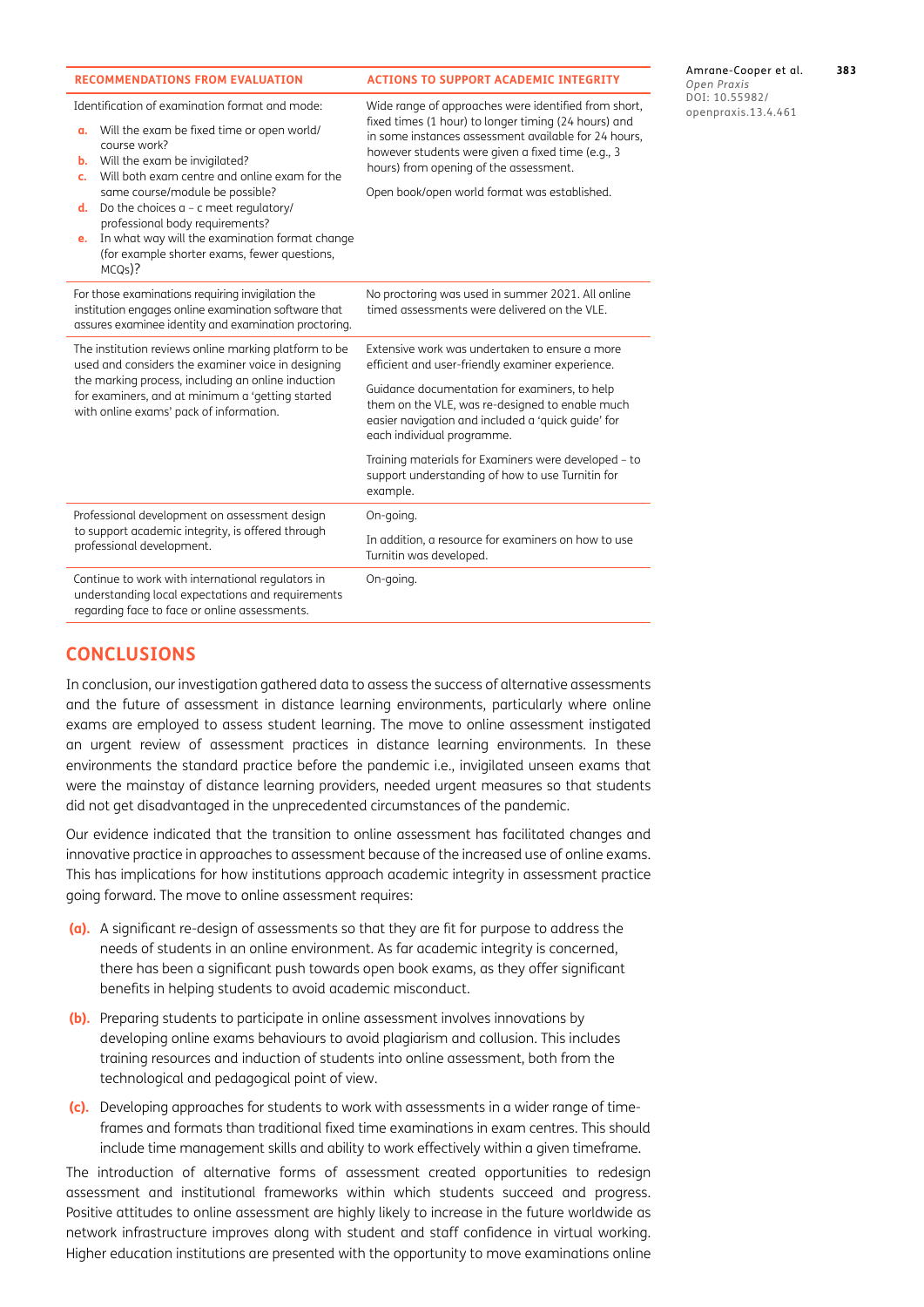| RECOMMENDATIONS FROM EVALUATION | ACTIONS TO SUPPORT ACADEMIC INTEGRITY |
|---|---|
| Identification of examination format and mode:<br>**a.** Will the exam be fixed time or open world/ course work?<br>**b.** Will the exam be invigilated?<br>**c.** Will both exam centre and online exam for the same course/module be possible?<br>**d.** Do the choices a – c meet regulatory/ professional body requirements?<br>**e.** In what way will the examination format change (for example shorter exams, fewer questions, MCQs)? | Wide range of approaches were identified from short, fixed times (1 hour) to longer timing (24 hours) and in some instances assessment available for 24 hours, however students were given a fixed time (e.g., 3 hours) from opening of the assessment.<br>Open book/open world format was established. |
| For those examinations requiring invigilation the institution engages online examination software that assures examinee identity and examination proctoring. | No proctoring was used in summer 2021. All online timed assessments were delivered on the VLE. |
| The institution reviews online marking platform to be used and considers the examiner voice in designing the marking process, including an online induction for examiners, and at minimum a 'getting started with online exams' pack of information. | Extensive work was undertaken to ensure a more efficient and user-friendly examiner experience.<br>Guidance documentation for examiners, to help them on the VLE, was re-designed to enable much easier navigation and included a 'quick guide' for each individual programme.<br>Training materials for Examiners were developed – to support understanding of how to use Turnitin for example. |
| Professional development on assessment design to support academic integrity, is offered through professional development. | On-going.<br>In addition, a resource for examiners on how to use Turnitin was developed. |
| Continue to work with international regulators in understanding local expectations and requirements regarding face to face or online assessments. | On-going. |

## CONCLUSIONS

In conclusion, our investigation gathered data to assess the success of alternative assessments and the future of assessment in distance learning environments, particularly where online exams are employed to assess student learning. The move to online assessment instigated an urgent review of assessment practices in distance learning environments. In these environments the standard practice before the pandemic i.e., invigilated unseen exams that were the mainstay of distance learning providers, needed urgent measures so that students did not get disadvantaged in the unprecedented circumstances of the pandemic.

Our evidence indicated that the transition to online assessment has facilitated changes and innovative practice in approaches to assessment because of the increased use of online exams. This has implications for how institutions approach academic integrity in assessment practice going forward. The move to online assessment requires:

**(a).** A significant re-design of assessments so that they are fit for purpose to address the needs of students in an online environment. As far academic integrity is concerned, there has been a significant push towards open book exams, as they offer significant benefits in helping students to avoid academic misconduct.

**(b).** Preparing students to participate in online assessment involves innovations by developing online exams behaviours to avoid plagiarism and collusion. This includes training resources and induction of students into online assessment, both from the technological and pedagogical point of view.

**(c).** Developing approaches for students to work with assessments in a wider range of time-frames and formats than traditional fixed time examinations in exam centres. This should include time management skills and ability to work effectively within a given timeframe.

The introduction of alternative forms of assessment created opportunities to redesign assessment and institutional frameworks within which students succeed and progress. Positive attitudes to online assessment are highly likely to increase in the future worldwide as network infrastructure improves along with student and staff confidence in virtual working. Higher education institutions are presented with the opportunity to move examinations online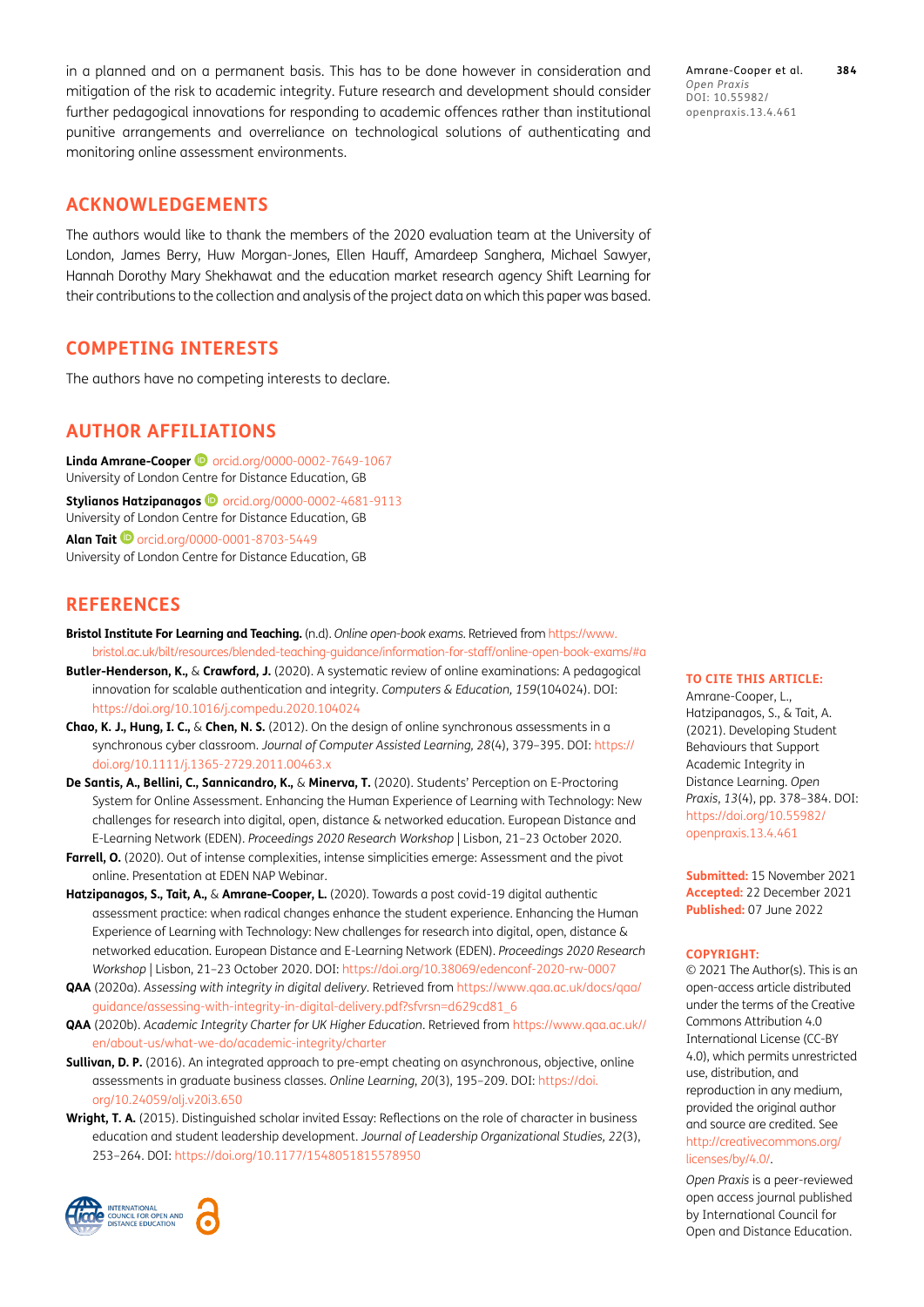in a planned and on a permanent basis. This has to be done however in consideration and mitigation of the risk to academic integrity. Future research and development should consider further pedagogical innovations for responding to academic offences rather than institutional punitive arrangements and overreliance on technological solutions of authenticating and monitoring online assessment environments.

## ACKNOWLEDGEMENTS

The authors would like to thank the members of the 2020 evaluation team at the University of London, James Berry, Huw Morgan-Jones, Ellen Hauff, Amardeep Sanghera, Michael Sawyer, Hannah Dorothy Mary Shekhawat and the education market research agency Shift Learning for their contributions to the collection and analysis of the project data on which this paper was based.

## COMPETING INTERESTS

The authors have no competing interests to declare.

## AUTHOR AFFILIATIONS

**Linda Amrane-Cooper** orcid.org/0000-0002-7649-1067
University of London Centre for Distance Education, GB

**Stylianos Hatzipanagos** orcid.org/0000-0002-4681-9113
University of London Centre for Distance Education, GB

**Alan Tait** orcid.org/0000-0001-8703-5449
University of London Centre for Distance Education, GB

## REFERENCES

**Bristol Institute For Learning and Teaching.** (n.d). *Online open-book exams*. Retrieved from https://www.bristol.ac.uk/bilt/resources/blended-teaching-guidance/information-for-staff/online-open-book-exams/#a

**Butler-Henderson, K.,** & **Crawford, J.** (2020). A systematic review of online examinations: A pedagogical innovation for scalable authentication and integrity. *Computers & Education, 159*(104024). DOI: https://doi.org/10.1016/j.compedu.2020.104024

**Chao, K. J., Hung, I. C.,** & **Chen, N. S.** (2012). On the design of online synchronous assessments in a synchronous cyber classroom. *Journal of Computer Assisted Learning, 28*(4), 379–395. DOI: https://doi.org/10.1111/j.1365-2729.2011.00463.x

**De Santis, A., Bellini, C., Sannicandro, K.,** & **Minerva, T.** (2020). Students' Perception on E-Proctoring System for Online Assessment. Enhancing the Human Experience of Learning with Technology: New challenges for research into digital, open, distance & networked education. European Distance and E-Learning Network (EDEN). *Proceedings 2020 Research Workshop* | Lisbon, 21–23 October 2020.

**Farrell, O.** (2020). Out of intense complexities, intense simplicities emerge: Assessment and the pivot online. Presentation at EDEN NAP Webinar.

**Hatzipanagos, S., Tait, A.,** & **Amrane-Cooper, L.** (2020). Towards a post covid-19 digital authentic assessment practice: when radical changes enhance the student experience. Enhancing the Human Experience of Learning with Technology: New challenges for research into digital, open, distance & networked education. European Distance and E-Learning Network (EDEN). *Proceedings 2020 Research Workshop* | Lisbon, 21–23 October 2020. DOI: https://doi.org/10.38069/edenconf-2020-rw-0007

**QAA** (2020a). *Assessing with integrity in digital delivery*. Retrieved from https://www.qaa.ac.uk/docs/qaa/guidance/assessing-with-integrity-in-digital-delivery.pdf?sfvrsn=d629cd81_6

**QAA** (2020b). *Academic Integrity Charter for UK Higher Education*. Retrieved from https://www.qaa.ac.uk//en/about-us/what-we-do/academic-integrity/charter

**Sullivan, D. P.** (2016). An integrated approach to pre-empt cheating on asynchronous, objective, online assessments in graduate business classes. *Online Learning, 20*(3), 195–209. DOI: https://doi.org/10.24059/olj.v20i3.650

**Wright, T. A.** (2015). Distinguished scholar invited Essay: Reflections on the role of character in business education and student leadership development. *Journal of Leadership Organizational Studies, 22*(3), 253–264. DOI: https://doi.org/10.1177/1548051815578950

**TO CITE THIS ARTICLE:**
Amrane-Cooper, L., Hatzipanagos, S., & Tait, A. (2021). Developing Student Behaviours that Support Academic Integrity in Distance Learning. *Open Praxis, 13*(4), pp. 378–384. DOI: https://doi.org/10.55982/openpraxis.13.4.461

**Submitted:** 15 November 2021
**Accepted:** 22 December 2021
**Published:** 07 June 2022

**COPYRIGHT:**
© 2021 The Author(s). This is an open-access article distributed under the terms of the Creative Commons Attribution 4.0 International License (CC-BY 4.0), which permits unrestricted use, distribution, and reproduction in any medium, provided the original author and source are credited. See http://creativecommons.org/licenses/by/4.0/.

*Open Praxis* is a peer-reviewed open access journal published by International Council for Open and Distance Education.